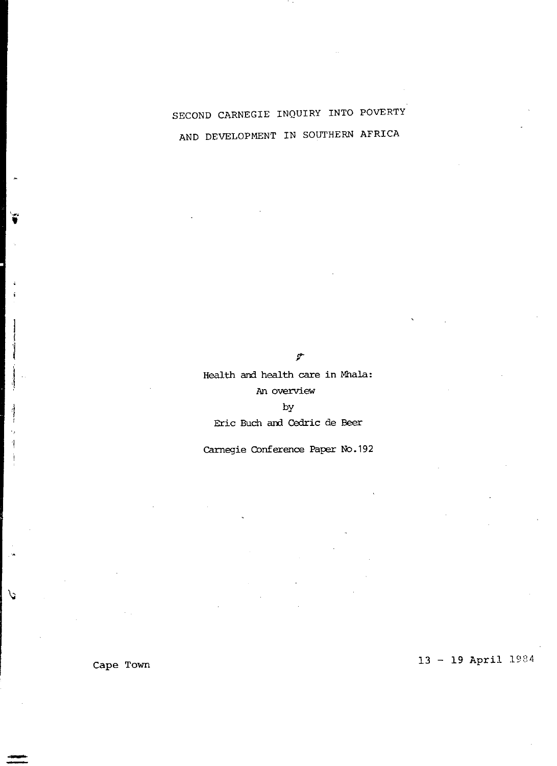# SECOND CARNEGIE INQUIRY INTO POVERTY AND DEVELOPMENT IN SOUTHERN AFRICA

Health and health care in Mhala:
An overview
by
Eric Buch and Cedric de Beer

Carnegie Conference Paper No.192

Cape Town

13 - 19 April 1984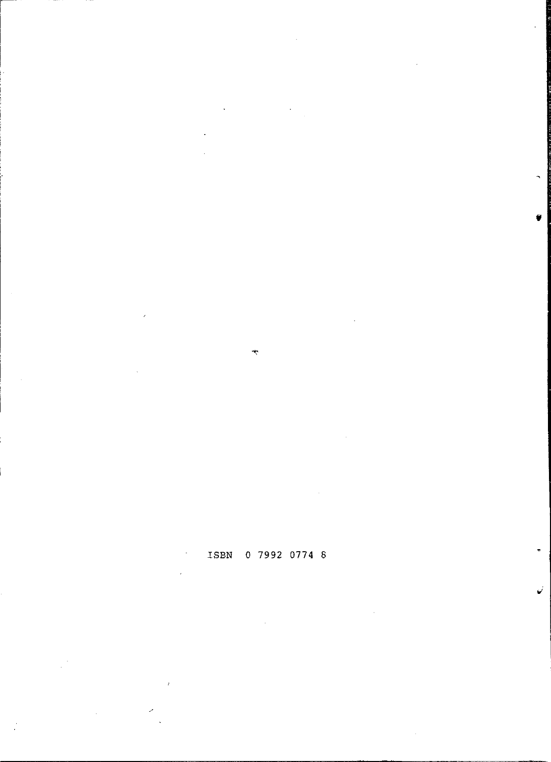ISBN 0 7992 0774 8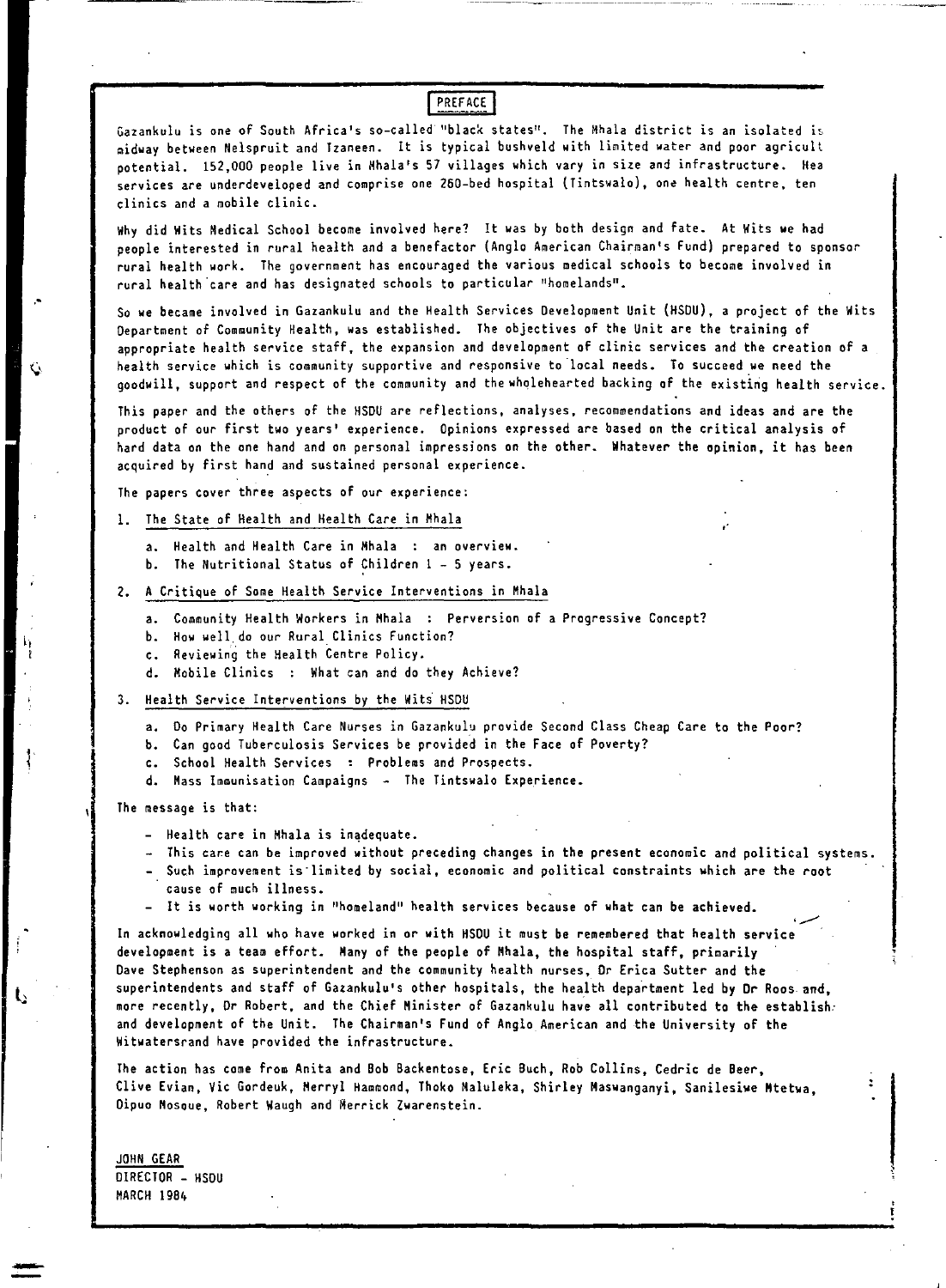# PREFACE

Gazankulu is one of South Africa's so-called "black states". The Mhala district is an isolated is midway between Nelspruit and Tzaneen. It is typical bushveld with limited water and poor agricult potential. 152,000 people live in Mhala's 57 villages which vary in size and infrastructure. Hea services are underdeveloped and comprise one 260-bed hospital (Tintswalo), one health centre, ten clinics and a mobile clinic.

Why did Wits Medical School become involved here? It was by both design and fate. At Wits we had people interested in rural health and a benefactor (Anglo American Chairman's Fund) prepared to sponsor rural health work. The government has encouraged the various medical schools to become involved in rural health care and has designated schools to particular "homelands".

So we became involved in Gazankulu and the Health Services Development Unit (HSDU), a project of the Wits Department of Community Health, was established. The objectives of the Unit are the training of appropriate health service staff, the expansion and development of clinic services and the creation of a health service which is community supportive and responsive to local needs. To succeed we need the goodwill, support and respect of the community and the wholehearted backing of the existing health service.

This paper and the others of the HSDU are reflections, analyses, recommendations and ideas and are the product of our first two years' experience. Opinions expressed are based on the critical analysis of hard data on the one hand and on personal impressions on the other. Whatever the opinion, it has been acquired by first hand and sustained personal experience.

The papers cover three aspects of our experience:

1. The State of Health and Health Care in Mhala
   a. Health and Health Care in Mhala : an overview.
   b. The Nutritional Status of Children 1 - 5 years.
2. A Critique of Some Health Service Interventions in Mhala
   a. Community Health Workers in Mhala : Perversion of a Progressive Concept?
   b. How well do our Rural Clinics Function?
   c. Reviewing the Health Centre Policy.
   d. Mobile Clinics : What can and do they Achieve?
3. Health Service Interventions by the Wits HSDU
   a. Do Primary Health Care Nurses in Gazankulu provide Second Class Cheap Care to the Poor?
   b. Can good Tuberculosis Services be provided in the Face of Poverty?
   c. School Health Services : Problems and Prospects.
   d. Mass Immunisation Campaigns - The Tintswalo Experience.

The message is that:

- Health care in Mhala is inadequate.
- This care can be improved without preceding changes in the present economic and political systems.
- Such improvement is limited by social, economic and political constraints which are the root cause of much illness.
- It is worth working in "homeland" health services because of what can be achieved.

In acknowledging all who have worked in or with HSDU it must be remembered that health service development is a team effort. Many of the people of Mhala, the hospital staff, primarily Dave Stephenson as superintendent and the community health nurses, Dr Erica Sutter and the superintendents and staff of Gazankulu's other hospitals, the health department led by Dr Roos and, more recently, Dr Robert, and the Chief Minister of Gazankulu have all contributed to the establish- and development of the Unit. The Chairman's Fund of Anglo American and the University of the Witwatersrand have provided the infrastructure.

The action has come from Anita and Bob Backentose, Eric Buch, Rob Collins, Cedric de Beer, Clive Evian, Vic Gordeuk, Merryl Hammond, Thoko Maluleka, Shirley Maswanganyi, Sanilesiwe Mtetwa, Dipuo Mosoue, Robert Waugh and Merrick Zwarenstein.

JOHN GEAR
DIRECTOR - HSDU
MARCH 1984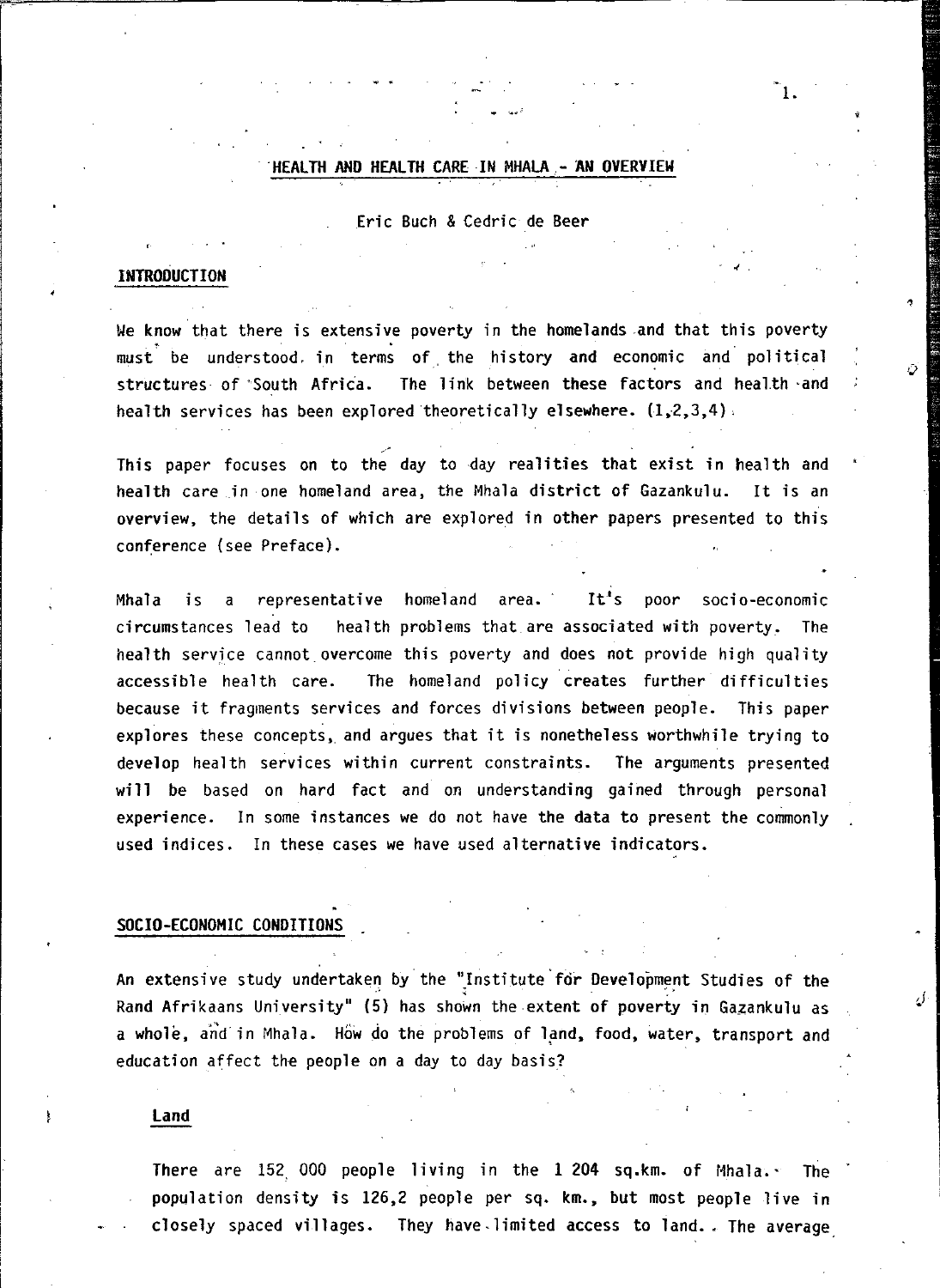# HEALTH AND HEALTH CARE IN MHALA - AN OVERVIEW

Eric Buch & Cedric de Beer

## INTRODUCTION

We know that there is extensive poverty in the homelands and that this poverty must be understood in terms of the history and economic and political structures of South Africa. The link between these factors and health and health services has been explored theoretically elsewhere. (1,2,3,4).

This paper focuses on to the day to day realities that exist in health and health care in one homeland area, the Mhala district of Gazankulu. It is an overview, the details of which are explored in other papers presented to this conference (see Preface).

Mhala is a representative homeland area. It's poor socio-economic circumstances lead to health problems that are associated with poverty. The health service cannot overcome this poverty and does not provide high quality accessible health care. The homeland policy creates further difficulties because it fragments services and forces divisions between people. This paper explores these concepts, and argues that it is nonetheless worthwhile trying to develop health services within current constraints. The arguments presented will be based on hard fact and on understanding gained through personal experience. In some instances we do not have the data to present the commonly used indices. In these cases we have used alternative indicators.

## SOCIO-ECONOMIC CONDITIONS

An extensive study undertaken by the "Institute for Development Studies of the Rand Afrikaans University" (5) has shown the extent of poverty in Gazankulu as a whole, and in Mhala. How do the problems of land, food, water, transport and education affect the people on a day to day basis?

### Land

There are 152 000 people living in the 1 204 sq.km. of Mhala. The population density is 126,2 people per sq. km., but most people live in closely spaced villages. They have limited access to land. The average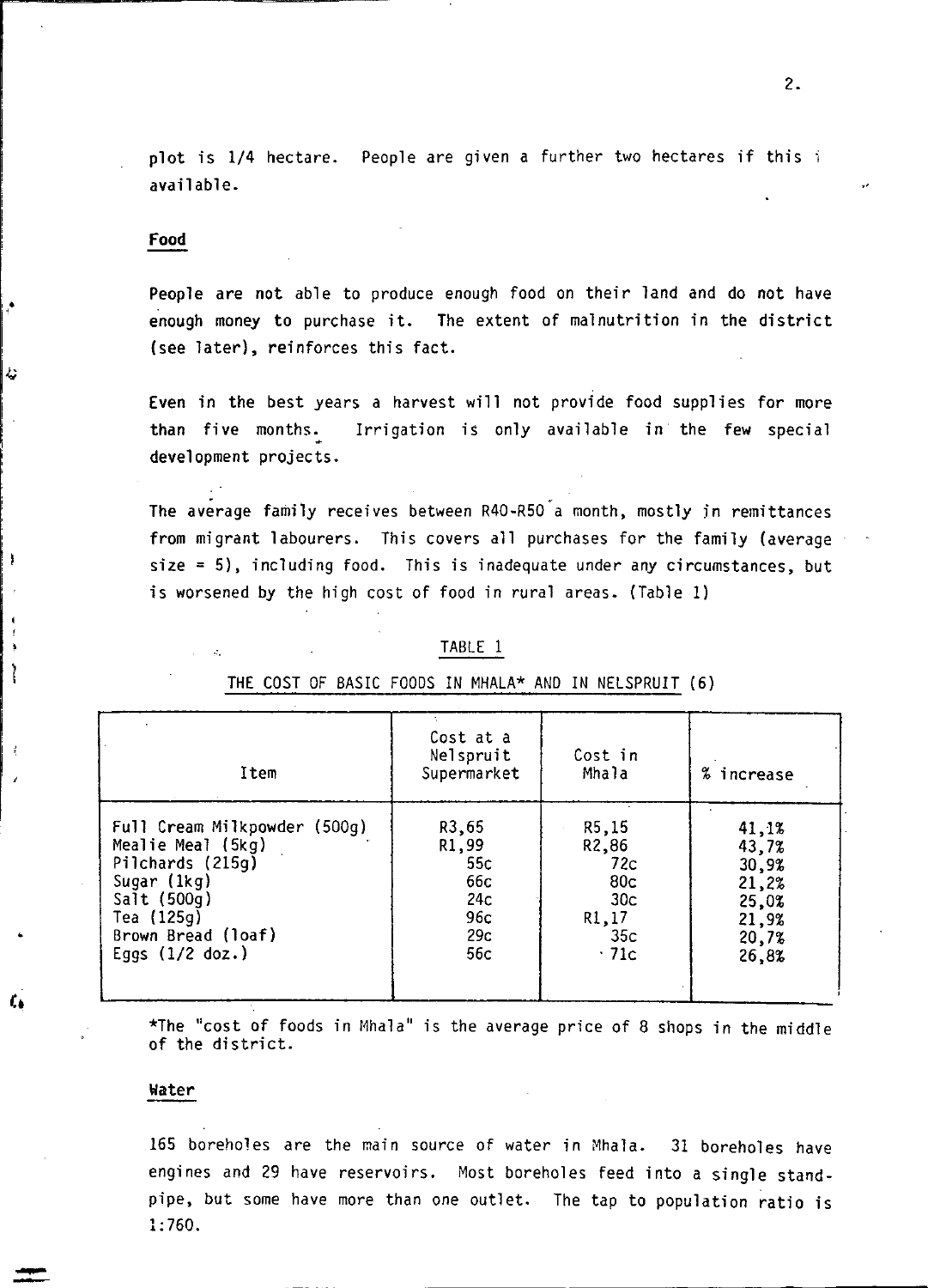plot is 1/4 hectare. People are given a further two hectares if this i available.

## Food

People are not able to produce enough food on their land and do not have enough money to purchase it. The extent of malnutrition in the district (see later), reinforces this fact.

Even in the best years a harvest will not provide food supplies for more than five months. Irrigation is only available in the few special development projects.

The average family receives between R40-R50 a month, mostly in remittances from migrant labourers. This covers all purchases for the family (average size = 5), including food. This is inadequate under any circumstances, but is worsened by the high cost of food in rural areas. (Table 1)

TABLE 1

THE COST OF BASIC FOODS IN MHALA* AND IN NELSPRUIT (6)

| Item | Cost at a Nelspruit Supermarket | Cost in Mhala | % increase |
|---|---|---|---|
| Full Cream Milkpowder (500g) | R3,65 | R5,15 | 41,1% |
| Mealie Meal (5kg) | R1,99 | R2,86 | 43,7% |
| Pilchards (215g) | 55c | 72c | 30,9% |
| Sugar (1kg) | 66c | 80c | 21,2% |
| Salt (500g) | 24c | 30c | 25,0% |
| Tea (125g) | 96c | R1,17 | 21,9% |
| Brown Bread (loaf) | 29c | 35c | 20,7% |
| Eggs (1/2 doz.) | 56c | 71c | 26,8% |

*The "cost of foods in Mhala" is the average price of 8 shops in the middle of the district.

## Water

165 boreholes are the main source of water in Mhala. 31 boreholes have engines and 29 have reservoirs. Most boreholes feed into a single stand-pipe, but some have more than one outlet. The tap to population ratio is 1:760.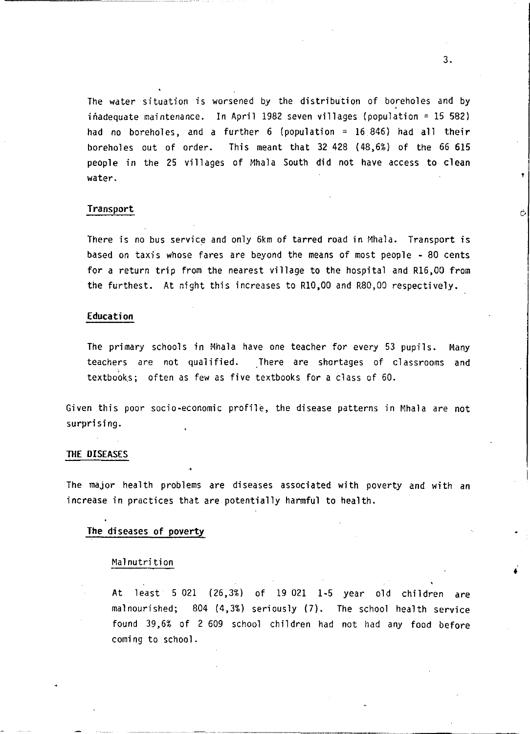The water situation is worsened by the distribution of boreholes and by inadequate maintenance. In April 1982 seven villages (population = 15 582) had no boreholes, and a further 6 (population = 16 846) had all their boreholes out of order. This meant that 32 428 (48,6%) of the 66 615 people in the 25 villages of Mhala South did not have access to clean water.

### Transport

There is no bus service and only 6km of tarred road in Mhala. Transport is based on taxis whose fares are beyond the means of most people - 80 cents for a return trip from the nearest village to the hospital and R16,00 from the furthest. At night this increases to R10,00 and R80,00 respectively.

### Education

The primary schools in Mhala have one teacher for every 53 pupils. Many teachers are not qualified. There are shortages of classrooms and textbooks; often as few as five textbooks for a class of 60.

Given this poor socio-economic profile, the disease patterns in Mhala are not surprising.

## THE DISEASES

The major health problems are diseases associated with poverty and with an increase in practices that are potentially harmful to health.

### The diseases of poverty

#### Malnutrition

At least 5 021 (26,3%) of 19 021 1-5 year old children are malnourished; 804 (4,3%) seriously (7). The school health service found 39,6% of 2 609 school children had not had any food before coming to school.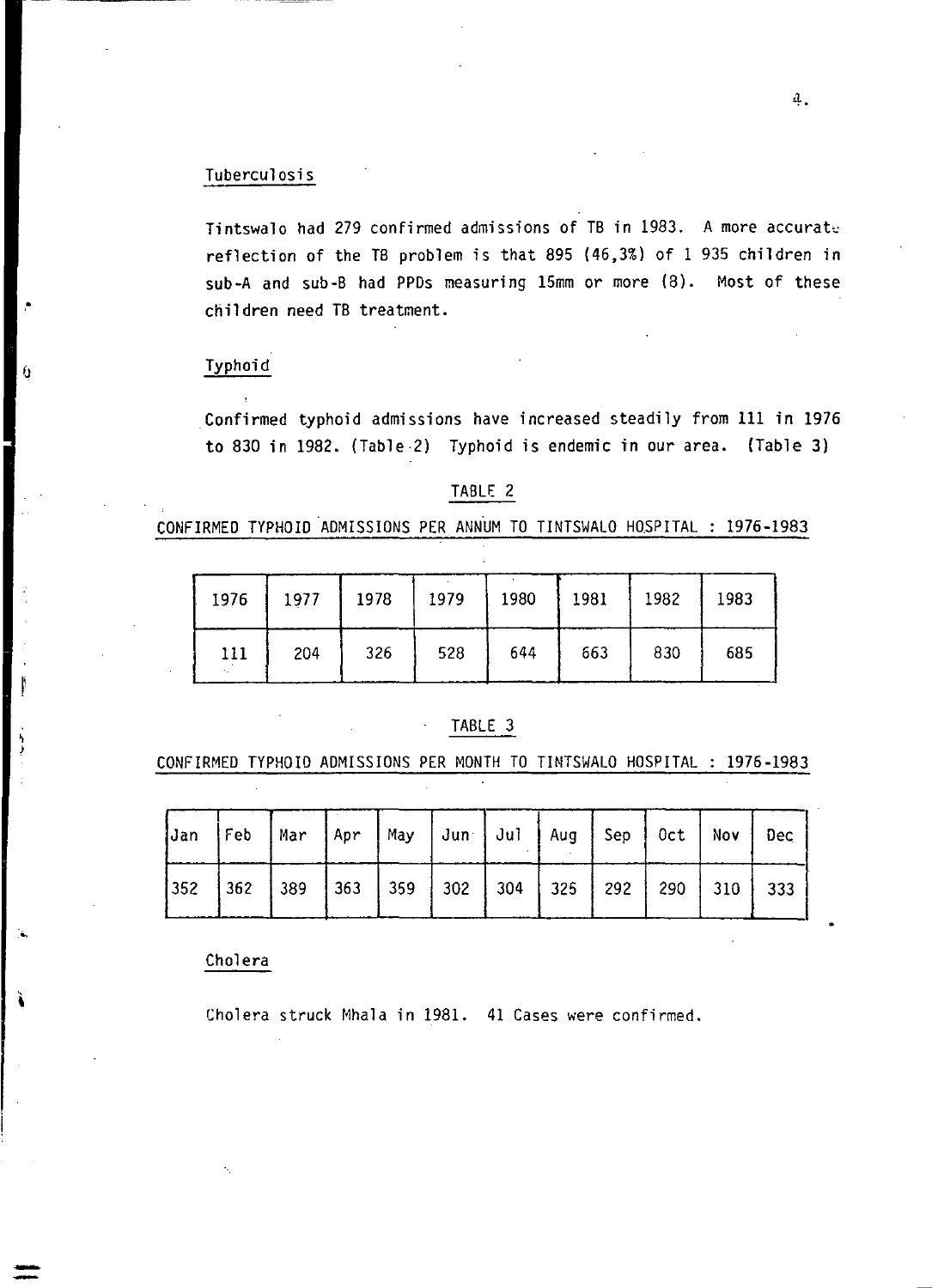### Tuberculosis

Tintswalo had 279 confirmed admissions of TB in 1983. A more accurate reflection of the TB problem is that 895 (46,3%) of 1 935 children in sub-A and sub-B had PPDs measuring 15mm or more (8). Most of these children need TB treatment.

### Typhoid

Confirmed typhoid admissions have increased steadily from 111 in 1976 to 830 in 1982. (Table 2) Typhoid is endemic in our area. (Table 3)

TABLE 2

CONFIRMED TYPHOID ADMISSIONS PER ANNUM TO TINTSWALO HOSPITAL : 1976-1983

| 1976 | 1977 | 1978 | 1979 | 1980 | 1981 | 1982 | 1983 |
|---|---|---|---|---|---|---|---|
| 111 | 204 | 326 | 528 | 644 | 663 | 830 | 685 |

TABLE 3

CONFIRMED TYPHOID ADMISSIONS PER MONTH TO TINTSWALO HOSPITAL : 1976-1983

| Jan | Feb | Mar | Apr | May | Jun | Jul | Aug | Sep | Oct | Nov | Dec |
|---|---|---|---|---|---|---|---|---|---|---|---|
| 352 | 362 | 389 | 363 | 359 | 302 | 304 | 325 | 292 | 290 | 310 | 333 |

### Cholera

Cholera struck Mhala in 1981. 41 Cases were confirmed.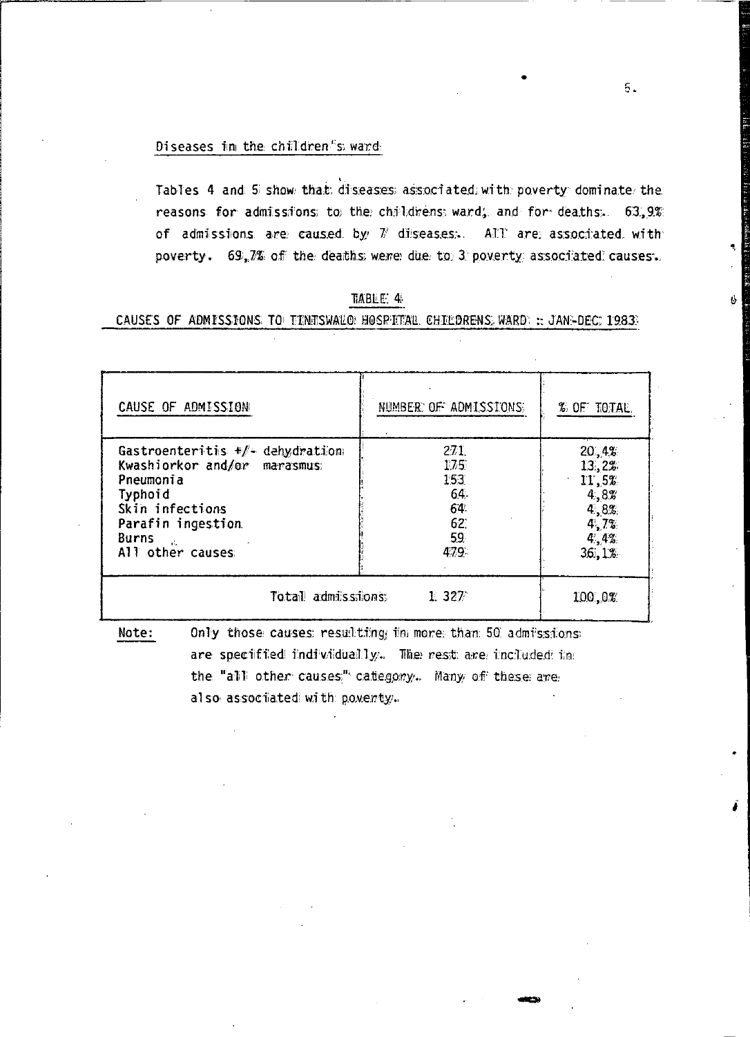Diseases in the children's ward

Tables 4 and 5 show that diseases associated with poverty dominate the reasons for admissions to the childrens ward, and for deaths. 63,9% of admissions are caused by 7 diseases. All are associated with poverty. 69,7% of the deaths were due to 3 poverty associated causes.

TABLE 4

CAUSES OF ADMISSIONS TO TINTSWALO HOSPITAL CHILDRENS WARD : JAN-DEC 1983

| CAUSE OF ADMISSION | NUMBER OF ADMISSIONS | % OF TOTAL |
| --- | --- | --- |
| Gastroenteritis +/- dehydration | 271 | 20,4% |
| Kwashiorkor and/or marasmus | 175 | 13,2% |
| Pneumonia | 153 | 11,5% |
| Typhoid | 64 | 4,8% |
| Skin infections | 64 | 4,8% |
| Parafin ingestion | 62 | 4,7% |
| Burns | 59 | 4,4% |
| All other causes | 479 | 36,1% |
| Total admissions | 1 327 | 100,0% |

Note: Only those causes resulting in more than 50 admissions are specified individually. The rest are included in the "all other causes" category. Many of these are also associated with poverty.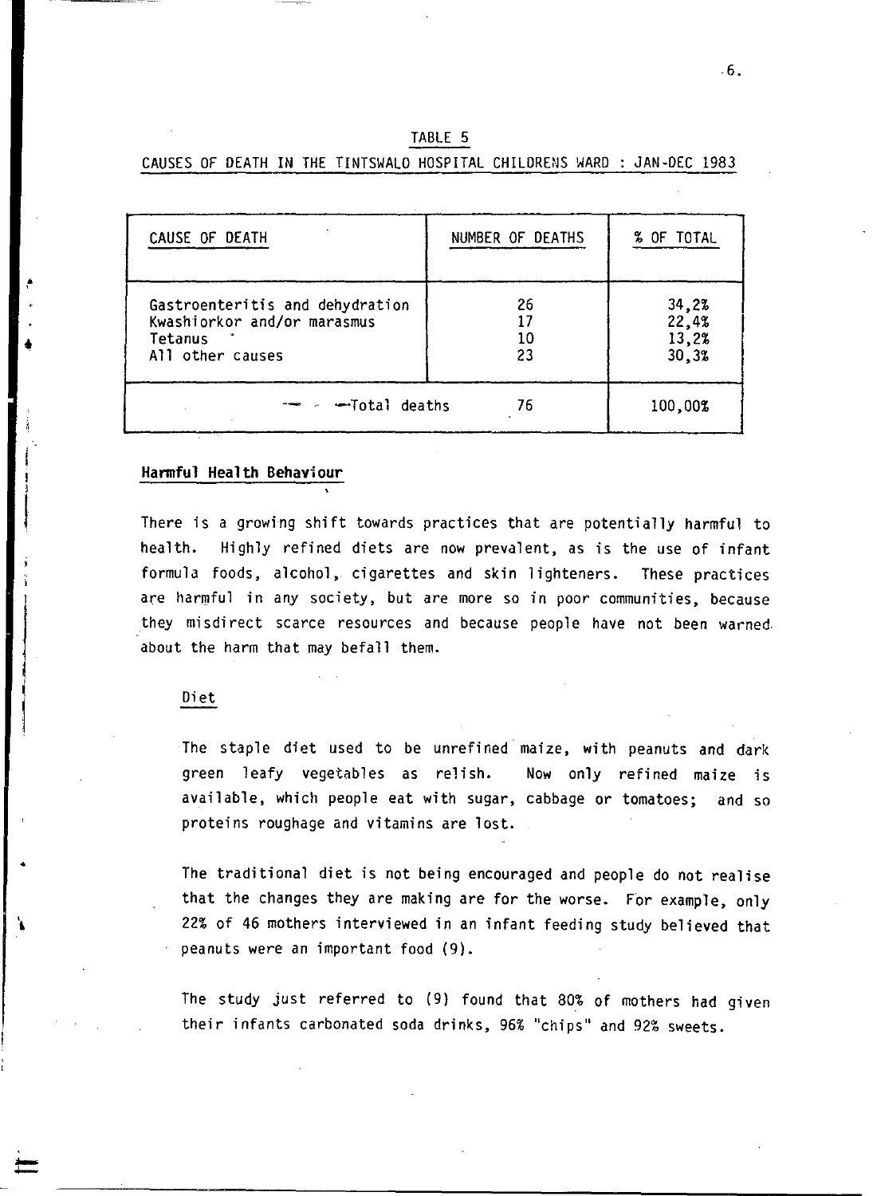TABLE 5

CAUSES OF DEATH IN THE TINTSWALO HOSPITAL CHILDRENS WARD : JAN-DEC 1983

| CAUSE OF DEATH | NUMBER OF DEATHS | % OF TOTAL |
|---|---|---|
| Gastroenteritis and dehydration | 26 | 34,2% |
| Kwashiorkor and/or marasmus | 17 | 22,4% |
| Tetanus | 10 | 13,2% |
| All other causes | 23 | 30,3% |
| Total deaths | 76 | 100,00% |

## Harmful Health Behaviour

There is a growing shift towards practices that are potentially harmful to health. Highly refined diets are now prevalent, as is the use of infant formula foods, alcohol, cigarettes and skin lighteners. These practices are harmful in any society, but are more so in poor communities, because they misdirect scarce resources and because people have not been warned about the harm that may befall them.

### Diet

The staple diet used to be unrefined maize, with peanuts and dark green leafy vegetables as relish. Now only refined maize is available, which people eat with sugar, cabbage or tomatoes; and so proteins roughage and vitamins are lost.

The traditional diet is not being encouraged and people do not realise that the changes they are making are for the worse. For example, only 22% of 46 mothers interviewed in an infant feeding study believed that peanuts were an important food (9).

The study just referred to (9) found that 80% of mothers had given their infants carbonated soda drinks, 96% "chips" and 92% sweets.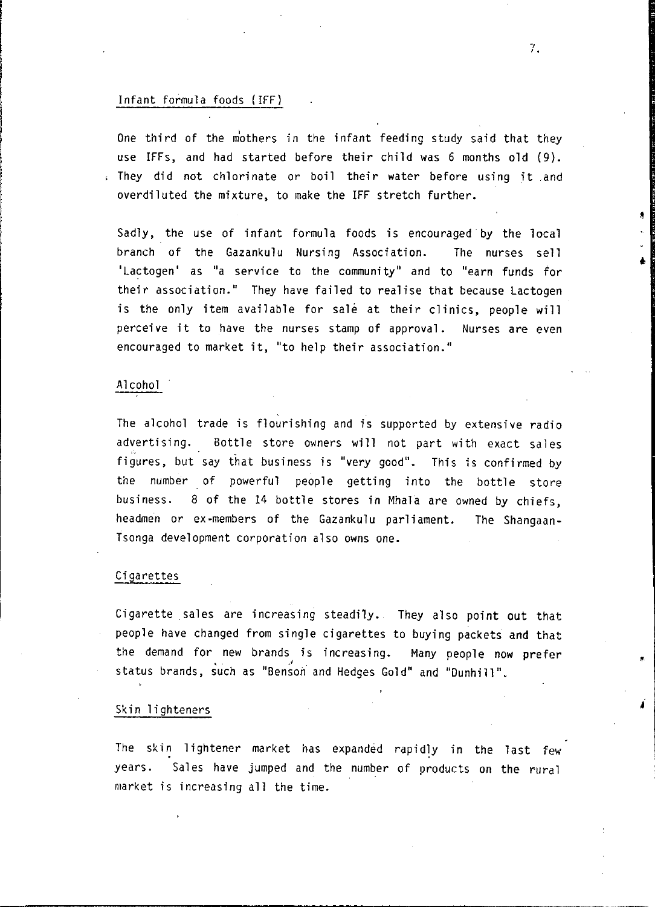## Infant formula foods (IFF)

One third of the mothers in the infant feeding study said that they use IFFs, and had started before their child was 6 months old (9). They did not chlorinate or boil their water before using it and overdiluted the mixture, to make the IFF stretch further.

Sadly, the use of infant formula foods is encouraged by the local branch of the Gazankulu Nursing Association. The nurses sell 'Lactogen' as "a service to the community" and to "earn funds for their association." They have failed to realise that because Lactogen is the only item available for sale at their clinics, people will perceive it to have the nurses stamp of approval. Nurses are even encouraged to market it, "to help their association."

## Alcohol

The alcohol trade is flourishing and is supported by extensive radio advertising. Bottle store owners will not part with exact sales figures, but say that business is "very good". This is confirmed by the number of powerful people getting into the bottle store business. 8 of the 14 bottle stores in Mhala are owned by chiefs, headmen or ex-members of the Gazankulu parliament. The Shangaan-Tsonga development corporation also owns one.

## Cigarettes

Cigarette sales are increasing steadily. They also point out that people have changed from single cigarettes to buying packets and that the demand for new brands is increasing. Many people now prefer status brands, such as "Benson and Hedges Gold" and "Dunhill".

## Skin lighteners

The skin lightener market has expanded rapidly in the last few years. Sales have jumped and the number of products on the rural market is increasing all the time.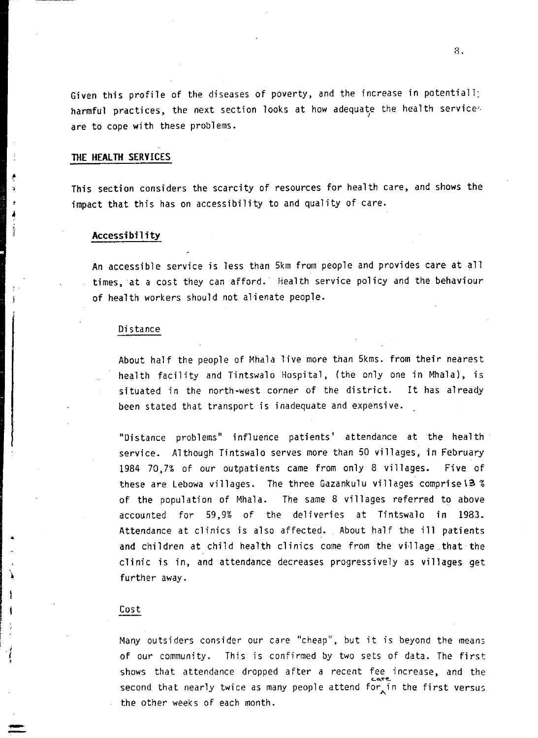Given this profile of the diseases of poverty, and the increase in potentially harmful practices, the next section looks at how adequate the health services are to cope with these problems.

## THE HEALTH SERVICES

This section considers the scarcity of resources for health care, and shows the impact that this has on accessibility to and quality of care.

### Accessibility

An accessible service is less than 5km from people and provides care at all times, at a cost they can afford. Health service policy and the behaviour of health workers should not alienate people.

#### Distance

About half the people of Mhala live more than 5kms. from their nearest health facility and Tintswalo Hospital, (the only one in Mhala), is situated in the north-west corner of the district. It has already been stated that transport is inadequate and expensive.

"Distance problems" influence patients' attendance at the health service. Although Tintswalo serves more than 50 villages, in February 1984 70,7% of our outpatients came from only 8 villages. Five of these are Lebowa villages. The three Gazankulu villages comprise 13 % of the population of Mhala. The same 8 villages referred to above accounted for 59,9% of the deliveries at Tintswalo in 1983. Attendance at clinics is also affected. About half the ill patients and children at child health clinics come from the village that the clinic is in, and attendance decreases progressively as villages get further away.

#### Cost

Many outsiders consider our care "cheap", but it is beyond the means of our community. This is confirmed by two sets of data. The first shows that attendance dropped after a recent fee increase, and the second that nearly twice as many people attend for care in the first versus the other weeks of each month.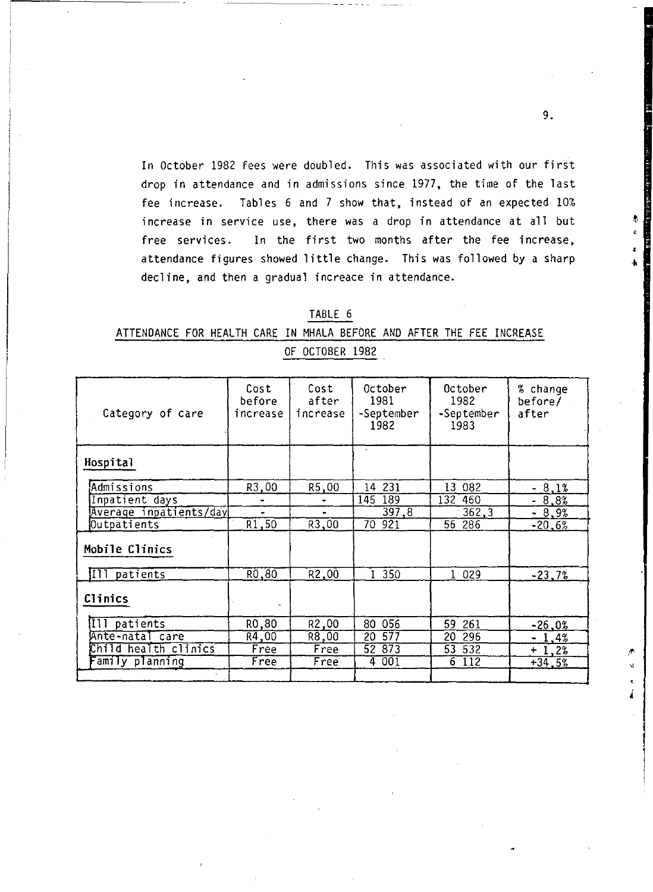In October 1982 fees were doubled. This was associated with our first drop in attendance and in admissions since 1977, the time of the last fee increase. Tables 6 and 7 show that, instead of an expected 10% increase in service use, there was a drop in attendance at all but free services. In the first two months after the fee increase, attendance figures showed little change. This was followed by a sharp decline, and then a gradual increace in attendance.

TABLE 6

ATTENDANCE FOR HEALTH CARE IN MHALA BEFORE AND AFTER THE FEE INCREASE OF OCTOBER 1982

| Category of care | Cost before increase | Cost after increase | October 1981 -September 1982 | October 1982 -September 1983 | % change before/ after |
|---|---|---|---|---|---|
| **Hospital** | | | | | |
| Admissions | R3,00 | R5,00 | 14 231 | 13 082 | - 8,1% |
| Inpatient days | - | - | 145 189 | 132 460 | - 8,8% |
| Average inpatients/day | - | - | 397,8 | 362,3 | - 8,9% |
| Outpatients | R1,50 | R3,00 | 70 921 | 56 286 | -20,6% |
| **Mobile Clinics** | | | | | |
| Ill patients | R0,80 | R2,00 | 1 350 | 1 029 | -23,7% |
| **Clinics** | | | | | |
| Ill patients | R0,80 | R2,00 | 80 056 | 59 261 | -26,0% |
| Ante-natal care | R4,00 | R8,00 | 20 577 | 20 296 | - 1,4% |
| Child health clinics | Free | Free | 52 873 | 53 532 | + 1,2% |
| Family planning | Free | Free | 4 001 | 6 112 | +34,5% |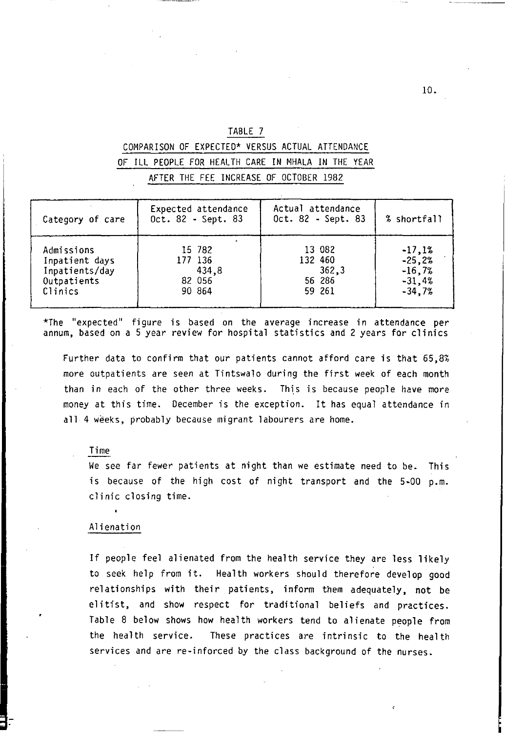TABLE 7

COMPARISON OF EXPECTED* VERSUS ACTUAL ATTENDANCE OF ILL PEOPLE FOR HEALTH CARE IN MHALA IN THE YEAR AFTER THE FEE INCREASE OF OCTOBER 1982

| Category of care | Expected attendance Oct. 82 - Sept. 83 | Actual attendance Oct. 82 - Sept. 83 | % shortfall |
|---|---|---|---|
| Admissions | 15 782 | 13 082 | -17,1% |
| Inpatient days | 177 136 | 132 460 | -25,2% |
| Inpatients/day | 434,8 | 362,3 | -16,7% |
| Outpatients | 82 056 | 56 286 | -31,4% |
| Clinics | 90 864 | 59 261 | -34,7% |

*The "expected" figure is based on the average increase in attendance per annum, based on a 5 year review for hospital statistics and 2 years for clinics

Further data to confirm that our patients cannot afford care is that 65,8% more outpatients are seen at Tintswalo during the first week of each month than in each of the other three weeks. This is because people have more money at this time. December is the exception. It has equal attendance in all 4 weeks, probably because migrant labourers are home.

### Time

We see far fewer patients at night than we estimate need to be. This is because of the high cost of night transport and the 5-00 p.m. clinic closing time.

### Alienation

If people feel alienated from the health service they are less likely to seek help from it. Health workers should therefore develop good relationships with their patients, inform them adequately, not be elitist, and show respect for traditional beliefs and practices. Table 8 below shows how health workers tend to alienate people from the health service. These practices are intrinsic to the health services and are re-inforced by the class background of the nurses.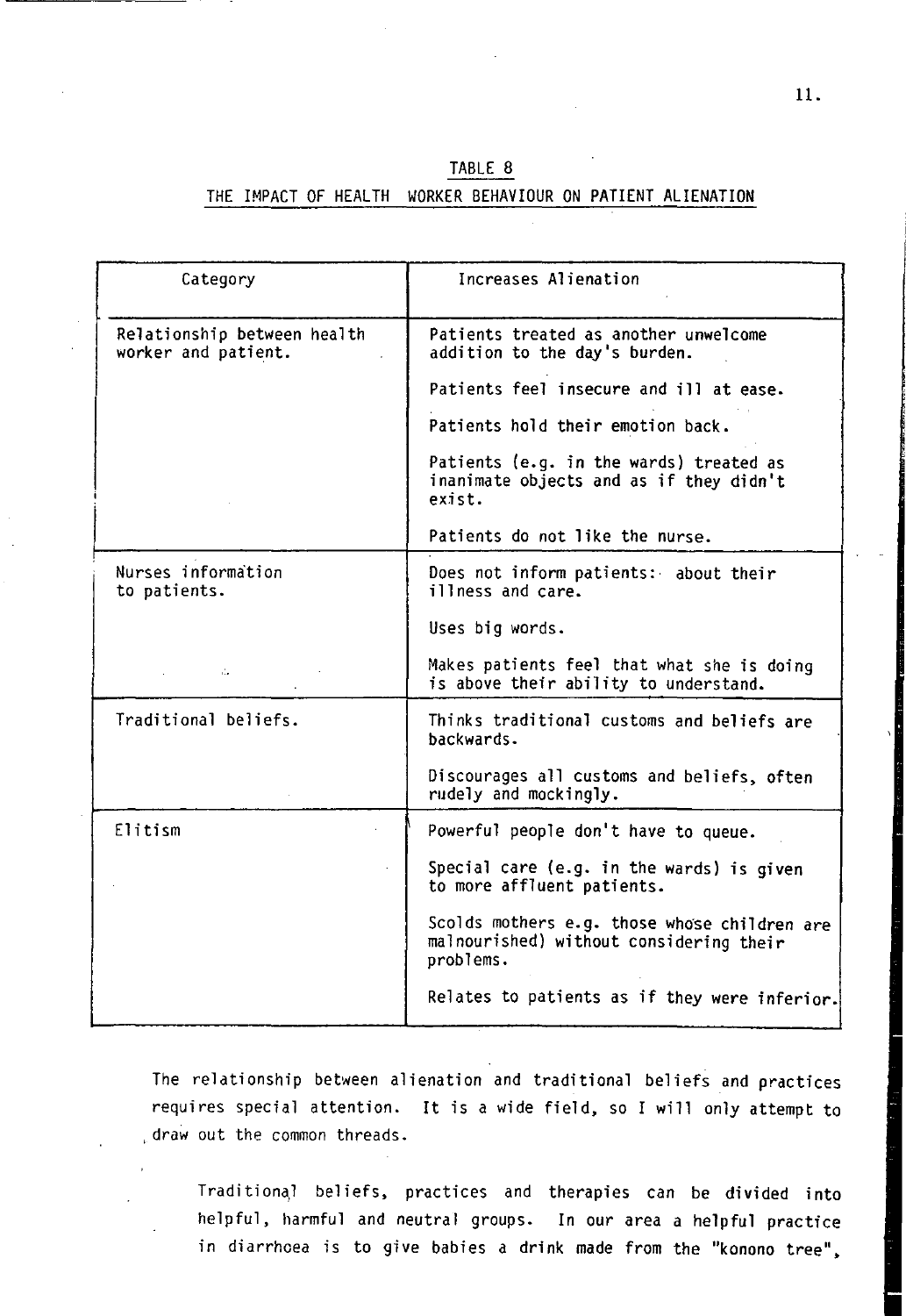TABLE 8

THE IMPACT OF HEALTH WORKER BEHAVIOUR ON PATIENT ALIENATION

| Category | Increases Alienation |
|---|---|
| Relationship between health worker and patient. | Patients treated as another unwelcome addition to the day's burden.<br><br>Patients feel insecure and ill at ease.<br><br>Patients hold their emotion back.<br><br>Patients (e.g. in the wards) treated as inanimate objects and as if they didn't exist.<br><br>Patients do not like the nurse. |
| Nurses information to patients. | Does not inform patients: about their illness and care.<br><br>Uses big words.<br><br>Makes patients feel that what she is doing is above their ability to understand. |
| Traditional beliefs. | Thinks traditional customs and beliefs are backwards.<br><br>Discourages all customs and beliefs, often rudely and mockingly. |
| Elitism | Powerful people don't have to queue.<br><br>Special care (e.g. in the wards) is given to more affluent patients.<br><br>Scolds mothers e.g. those whose children are malnourished) without considering their problems.<br><br>Relates to patients as if they were inferior. |

The relationship between alienation and traditional beliefs and practices requires special attention. It is a wide field, so I will only attempt to draw out the common threads.

Traditional beliefs, practices and therapies can be divided into helpful, harmful and neutral groups. In our area a helpful practice in diarrhoea is to give babies a drink made from the "konono tree",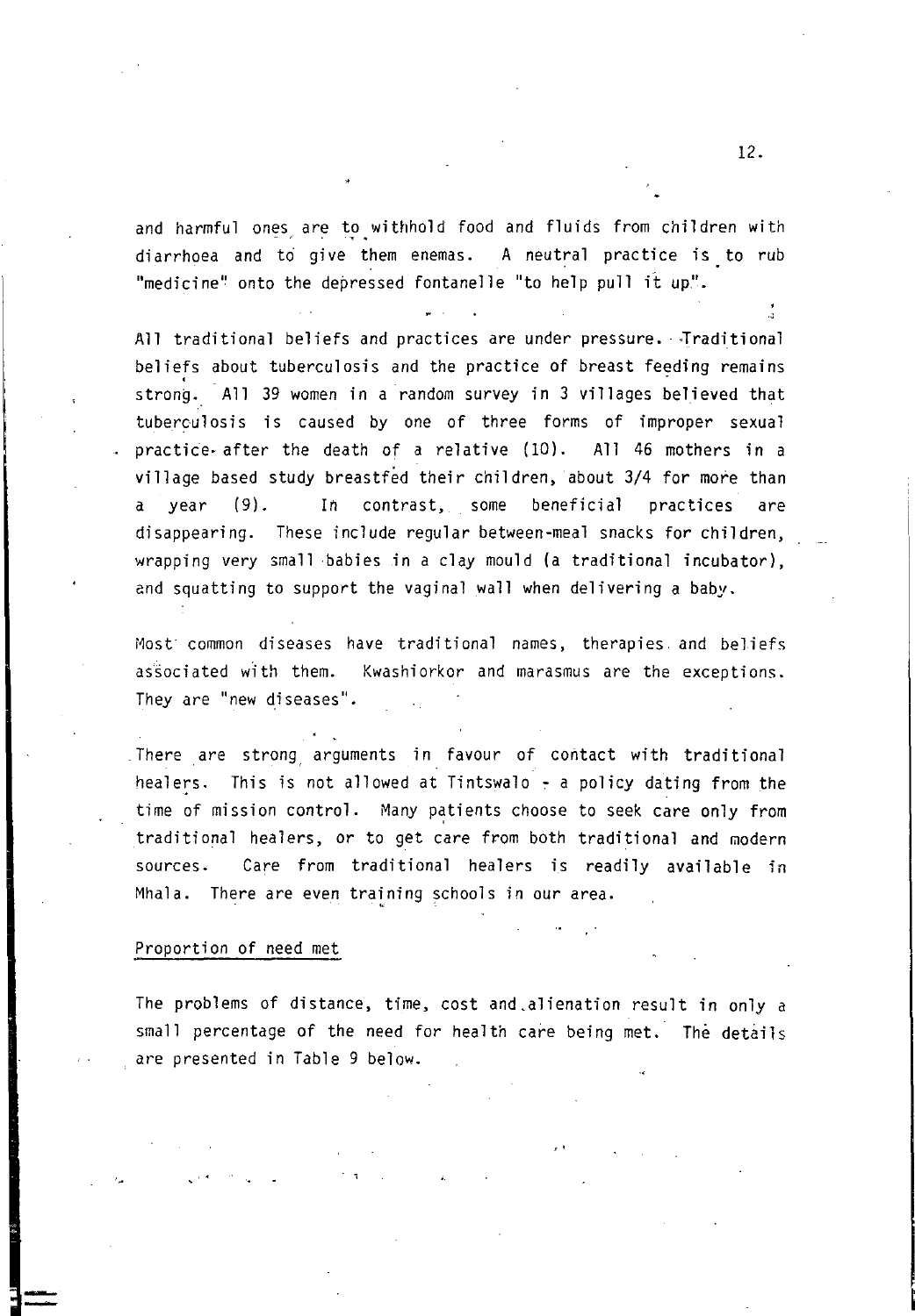and harmful ones are to withhold food and fluids from children with diarrhoea and to give them enemas. A neutral practice is to rub "medicine" onto the depressed fontanelle "to help pull it up".

All traditional beliefs and practices are under pressure. Traditional beliefs about tuberculosis and the practice of breast feeding remains strong. All 39 women in a random survey in 3 villages believed that tuberculosis is caused by one of three forms of improper sexual practice after the death of a relative (10). All 46 mothers in a village based study breastfed their children, about 3/4 for more than a year (9). In contrast, some beneficial practices are disappearing. These include regular between-meal snacks for children, wrapping very small babies in a clay mould (a traditional incubator), and squatting to support the vaginal wall when delivering a baby.

Most common diseases have traditional names, therapies and beliefs associated with them. Kwashiorkor and marasmus are the exceptions. They are "new diseases".

There are strong arguments in favour of contact with traditional healers. This is not allowed at Tintswalo - a policy dating from the time of mission control. Many patients choose to seek care only from traditional healers, or to get care from both traditional and modern sources. Care from traditional healers is readily available in Mhala. There are even training schools in our area.

Proportion of need met

The problems of distance, time, cost and alienation result in only a small percentage of the need for health care being met. The details are presented in Table 9 below.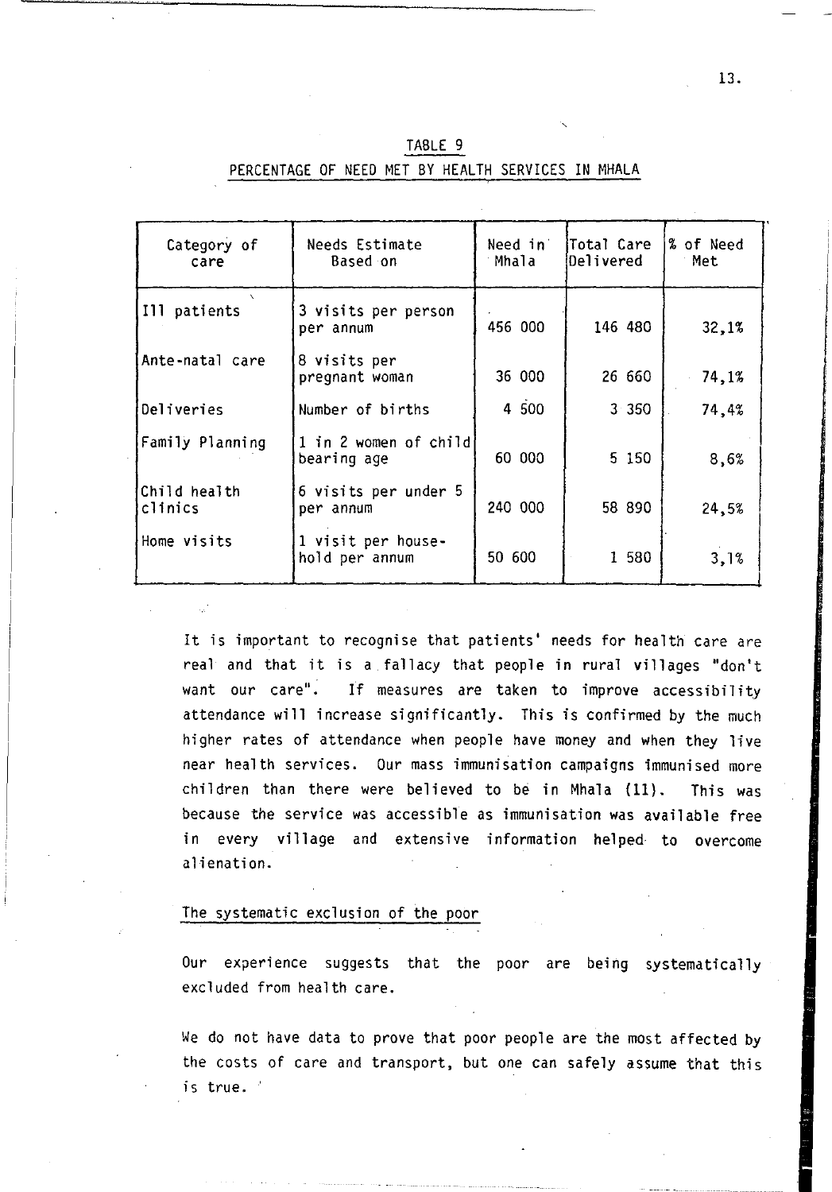TABLE 9

PERCENTAGE OF NEED MET BY HEALTH SERVICES IN MHALA

| Category of care | Needs Estimate Based on | Need in Mhala | Total Care Delivered | % of Need Met |
|---|---|---|---|---|
| Ill patients | 3 visits per person per annum | 456 000 | 146 480 | 32,1% |
| Ante-natal care | 8 visits per pregnant woman | 36 000 | 26 660 | 74,1% |
| Deliveries | Number of births | 4 500 | 3 350 | 74,4% |
| Family Planning | 1 in 2 women of child bearing age | 60 000 | 5 150 | 8,6% |
| Child health clinics | 6 visits per under 5 per annum | 240 000 | 58 890 | 24,5% |
| Home visits | 1 visit per household per annum | 50 600 | 1 580 | 3,1% |

It is important to recognise that patients' needs for health care are real and that it is a fallacy that people in rural villages "don't want our care". If measures are taken to improve accessibility attendance will increase significantly. This is confirmed by the much higher rates of attendance when people have money and when they live near health services. Our mass immunisation campaigns immunised more children than there were believed to be in Mhala (11). This was because the service was accessible as immunisation was available free in every village and extensive information helped to overcome alienation.

## The systematic exclusion of the poor

Our experience suggests that the poor are being systematically excluded from health care.

We do not have data to prove that poor people are the most affected by the costs of care and transport, but one can safely assume that this is true.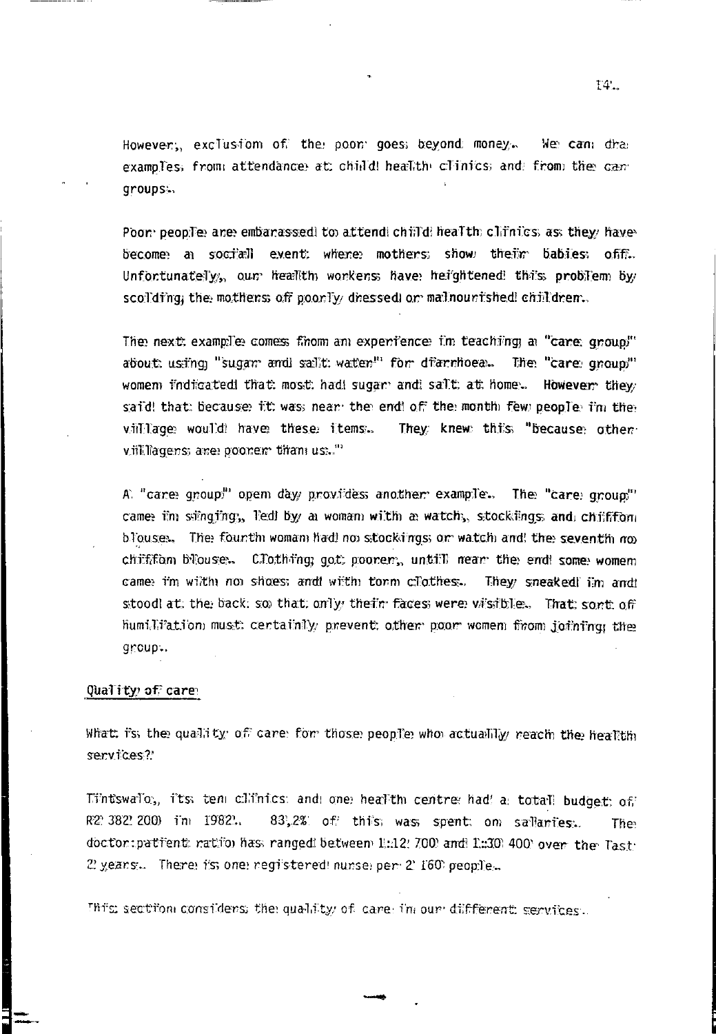However, exclusion of the poor goes beyond money. We can draw examples from attendance at child health clinics and from the care groups.

Poor people are embarassed to attend child health clinics as they have become a social event where mothers show their babies off. Unfortunately, our health workers have heightened this problem by scolding the mothers of poorly dressed or malnourished children.

The next example comes from an experience in teaching a "care group" about using "sugar and salt water" for diarrhoea. The "care group" women indicated that most had sugar and salt at home. However they said that because it was near the end of the month few people in the village would have these items. They knew this "because other villagers are poorer than us."

A "care group" open day provides another example. The "care group" came in singing, led by a woman with a watch, stockings and chiffon blouse. The fourth woman had no stockings or watch and the seventh no chiffon blouse. Clothing got poorer, until near the end some women came in with no shoes and with torn clothes. They sneaked in and stood at the back so that only their faces were visible. That sort of humiliation must certainly prevent other poor women from joining the group.

## Quality of care

What is the quality of care for those people who actually reach the health services?

Tintswalo, its ten clinics and one health centre had a total budget of R2 382 200 in 1982. 83,2% of this was spent on salaries. The doctor:patient ratio has ranged between 1:12 700 and 1:30 400 over the last 2 years. There is one registered nurse per 2 160 people.

This section considers the quality of care in our different services.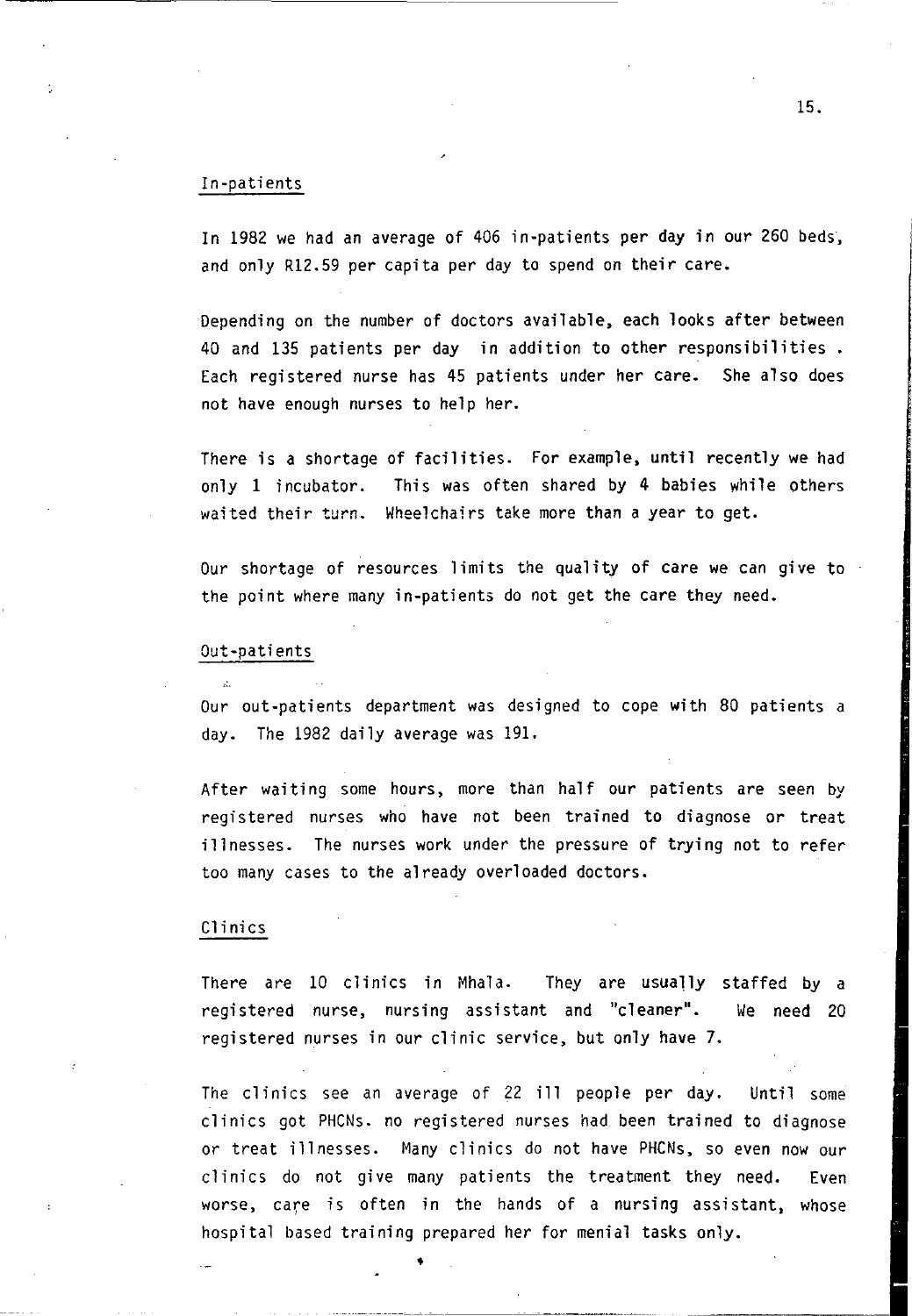## In-patients

In 1982 we had an average of 406 in-patients per day in our 260 beds, and only R12.59 per capita per day to spend on their care.

Depending on the number of doctors available, each looks after between 40 and 135 patients per day in addition to other responsibilities . Each registered nurse has 45 patients under her care. She also does not have enough nurses to help her.

There is a shortage of facilities. For example, until recently we had only 1 incubator. This was often shared by 4 babies while others waited their turn. Wheelchairs take more than a year to get.

Our shortage of resources limits the quality of care we can give to the point where many in-patients do not get the care they need.

## Out-patients

Our out-patients department was designed to cope with 80 patients a day. The 1982 daily average was 191.

After waiting some hours, more than half our patients are seen by registered nurses who have not been trained to diagnose or treat illnesses. The nurses work under the pressure of trying not to refer too many cases to the already overloaded doctors.

## Clinics

There are 10 clinics in Mhala. They are usually staffed by a registered nurse, nursing assistant and "cleaner". We need 20 registered nurses in our clinic service, but only have 7.

The clinics see an average of 22 ill people per day. Until some clinics got PHCNs. no registered nurses had been trained to diagnose or treat illnesses. Many clinics do not have PHCNs, so even now our clinics do not give many patients the treatment they need. Even worse, care is often in the hands of a nursing assistant, whose hospital based training prepared her for menial tasks only.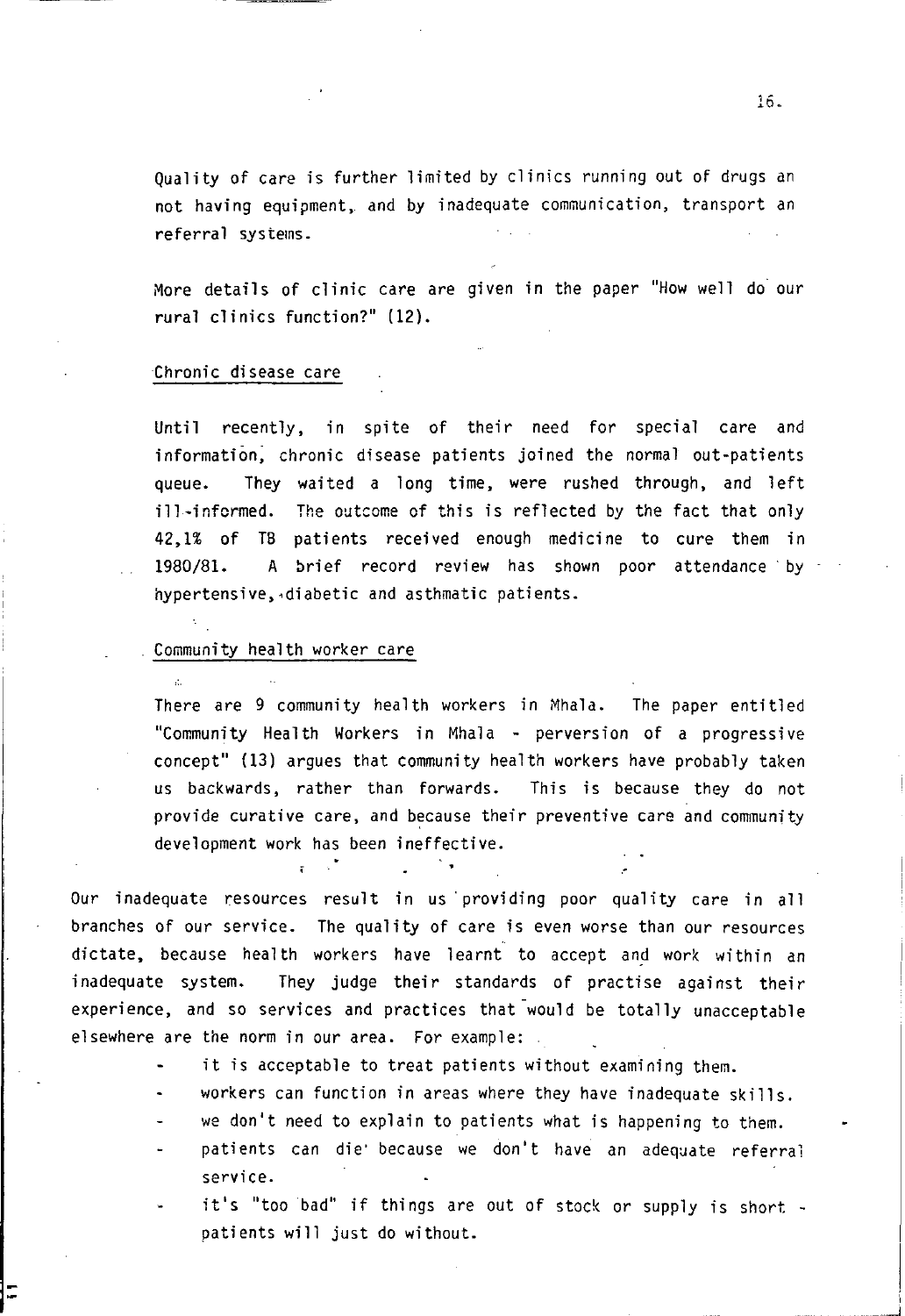Quality of care is further limited by clinics running out of drugs an not having equipment, and by inadequate communication, transport an referral systems.

More details of clinic care are given in the paper "How well do our rural clinics function?" (12).

Chronic disease care

Until recently, in spite of their need for special care and information, chronic disease patients joined the normal out-patients queue. They waited a long time, were rushed through, and left ill-informed. The outcome of this is reflected by the fact that only 42,1% of TB patients received enough medicine to cure them in 1980/81. A brief record review has shown poor attendance by hypertensive, diabetic and asthmatic patients.

Community health worker care

There are 9 community health workers in Mhala. The paper entitled "Community Health Workers in Mhala - perversion of a progressive concept" (13) argues that community health workers have probably taken us backwards, rather than forwards. This is because they do not provide curative care, and because their preventive care and community development work has been ineffective.

Our inadequate resources result in us providing poor quality care in all branches of our service. The quality of care is even worse than our resources dictate, because health workers have learnt to accept and work within an inadequate system. They judge their standards of practise against their experience, and so services and practices that would be totally unacceptable elsewhere are the norm in our area. For example:

- it is acceptable to treat patients without examining them.
- workers can function in areas where they have inadequate skills.
- we don't need to explain to patients what is happening to them.
- patients can die because we don't have an adequate referral service.
- it's "too bad" if things are out of stock or supply is short - patients will just do without.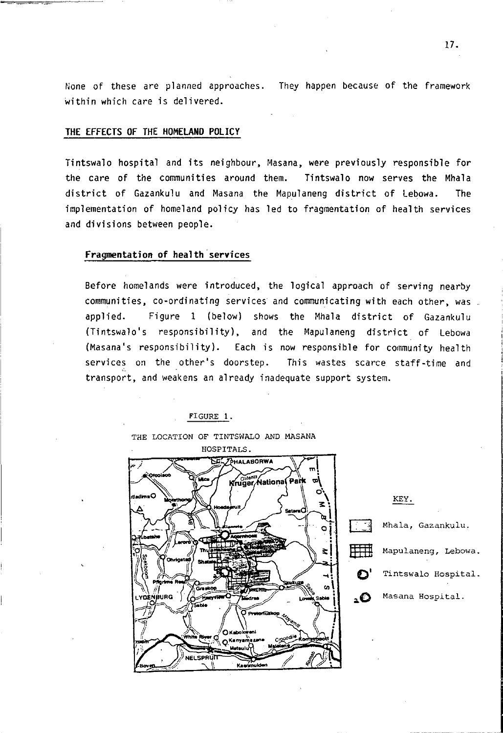None of these are planned approaches. They happen because of the framework within which care is delivered.

## THE EFFECTS OF THE HOMELAND POLICY

Tintswalo hospital and its neighbour, Masana, were previously responsible for the care of the communities around them. Tintswalo now serves the Mhala district of Gazankulu and Masana the Mapulaneng district of Lebowa. The implementation of homeland policy has led to fragmentation of health services and divisions between people.

### Fragmentation of health services

Before homelands were introduced, the logical approach of serving nearby communities, co-ordinating services and communicating with each other, was applied. Figure 1 (below) shows the Mhala district of Gazankulu (Tintswalo's responsibility), and the Mapulaneng district of Lebowa (Masana's responsibility). Each is now responsible for community health services on the other's doorstep. This wastes scarce staff-time and transport, and weakens an already inadequate support system.

FIGURE 1.

THE LOCATION OF TINTSWALO AND MASANA HOSPITALS.

KEY.

- Mhala, Gazankulu.
- Mapulaneng, Lebowa.
- Tintswalo Hospital.
- Masana Hospital.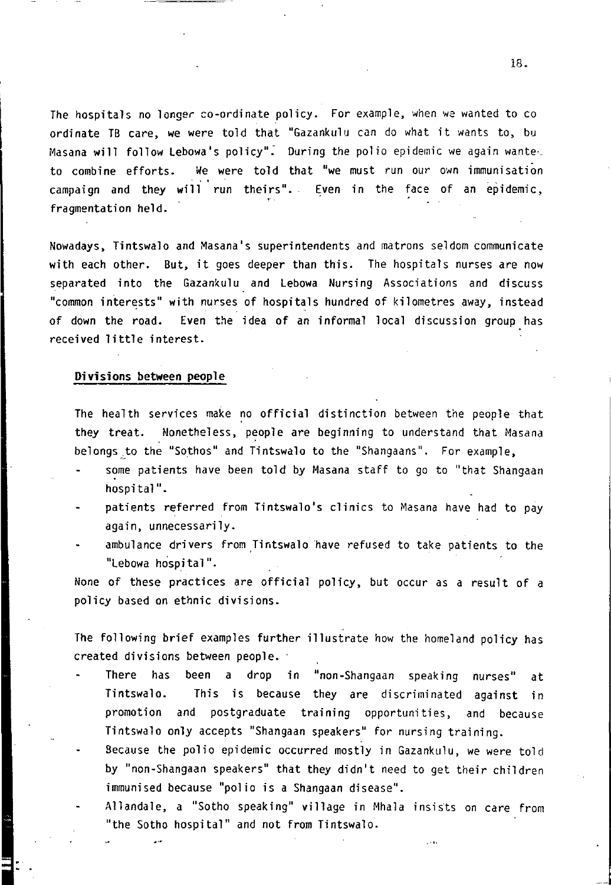The hospitals no longer co-ordinate policy. For example, when we wanted to co ordinate TB care, we were told that "Gazankulu can do what it wants to, bu Masana will follow Lebowa's policy". During the polio epidemic we again wante to combine efforts. We were told that "we must run our own immunisation campaign and they will run theirs". Even in the face of an epidemic, fragmentation held.

Nowadays, Tintswalo and Masana's superintendents and matrons seldom communicate with each other. But, it goes deeper than this. The hospitals nurses are now separated into the Gazankulu and Lebowa Nursing Associations and discuss "common interests" with nurses of hospitals hundred of kilometres away, instead of down the road. Even the idea of an informal local discussion group has received little interest.

**Divisions between people**

The health services make no official distinction between the people that they treat. Nonetheless, people are beginning to understand that Masana belongs to the "Sothos" and Tintswalo to the "Shangaans". For example,

- some patients have been told by Masana staff to go to "that Shangaan hospital".
- patients referred from Tintswalo's clinics to Masana have had to pay again, unnecessarily.
- ambulance drivers from Tintswalo have refused to take patients to the "Lebowa hospital".

None of these practices are official policy, but occur as a result of a policy based on ethnic divisions.

The following brief examples further illustrate how the homeland policy has created divisions between people.

- There has been a drop in "non-Shangaan speaking nurses" at Tintswalo. This is because they are discriminated against in promotion and postgraduate training opportunities, and because Tintswalo only accepts "Shangaan speakers" for nursing training.
- Because the polio epidemic occurred mostly in Gazankulu, we were told by "non-Shangaan speakers" that they didn't need to get their children immunised because "polio is a Shangaan disease".
- Allandale, a "Sotho speaking" village in Mhala insists on care from "the Sotho hospital" and not from Tintswalo.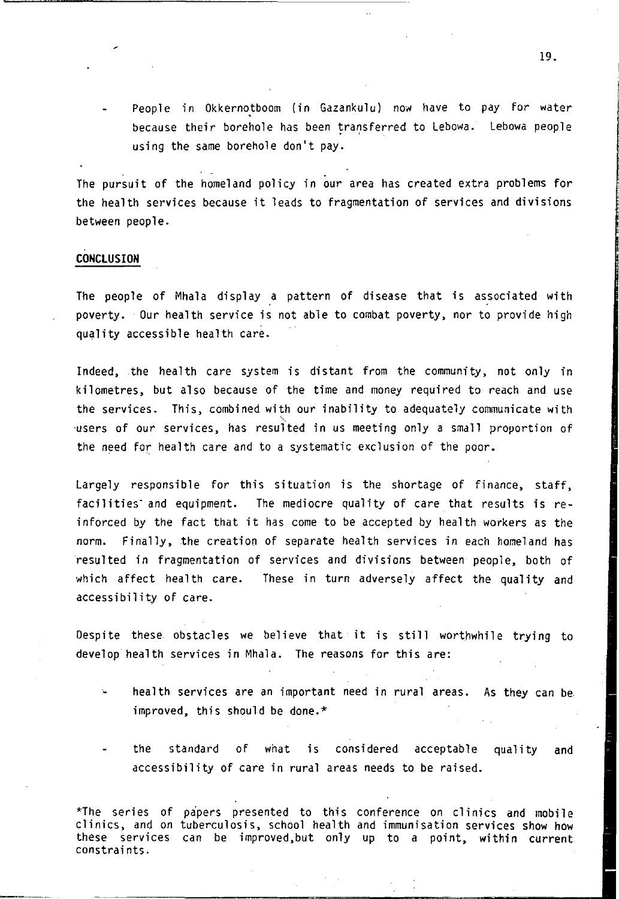- People in Okkernotboom (in Gazankulu) now have to pay for water because their borehole has been transferred to Lebowa. Lebowa people using the same borehole don't pay.

The pursuit of the homeland policy in our area has created extra problems for the health services because it leads to fragmentation of services and divisions between people.

## CONCLUSION

The people of Mhala display a pattern of disease that is associated with poverty. Our health service is not able to combat poverty, nor to provide high quality accessible health care.

Indeed, the health care system is distant from the community, not only in kilometres, but also because of the time and money required to reach and use the services. This, combined with our inability to adequately communicate with users of our services, has resulted in us meeting only a small proportion of the need for health care and to a systematic exclusion of the poor.

Largely responsible for this situation is the shortage of finance, staff, facilities and equipment. The mediocre quality of care that results is re-inforced by the fact that it has come to be accepted by health workers as the norm. Finally, the creation of separate health services in each homeland has resulted in fragmentation of services and divisions between people, both of which affect health care. These in turn adversely affect the quality and accessibility of care.

Despite these obstacles we believe that it is still worthwhile trying to develop health services in Mhala. The reasons for this are:

- health services are an important need in rural areas. As they can be improved, this should be done.*
- the standard of what is considered acceptable quality and accessibility of care in rural areas needs to be raised.

*The series of papers presented to this conference on clinics and mobile clinics, and on tuberculosis, school health and immunisation services show how these services can be improved, but only up to a point, within current constraints.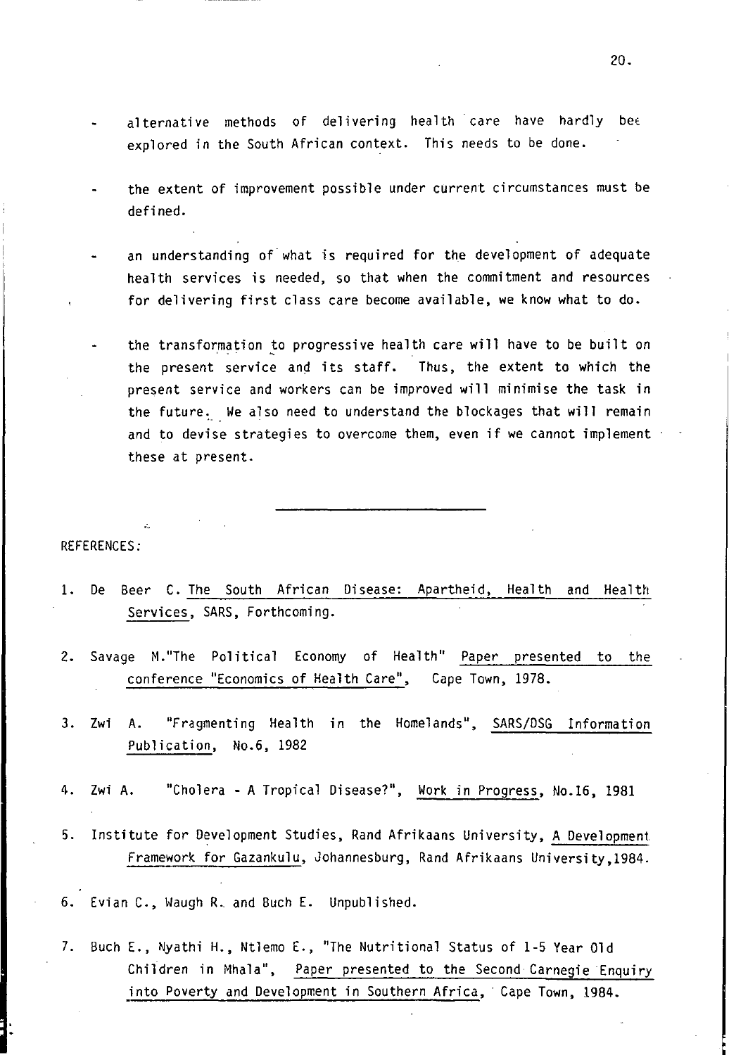- alternative methods of delivering health care have hardly bee explored in the South African context. This needs to be done.

- the extent of improvement possible under current circumstances must be defined.

- an understanding of what is required for the development of adequate health services is needed, so that when the commitment and resources for delivering first class care become available, we know what to do.

- the transformation to progressive health care will have to be built on the present service and its staff. Thus, the extent to which the present service and workers can be improved will minimise the task in the future. We also need to understand the blockages that will remain and to devise strategies to overcome them, even if we cannot implement these at present.

---

REFERENCES:

1. De Beer C. The South African Disease: Apartheid, Health and Health Services, SARS, Forthcoming.

2. Savage M."The Political Economy of Health" Paper presented to the conference "Economics of Health Care", Cape Town, 1978.

3. Zwi A. "Fragmenting Health in the Homelands", SARS/DSG Information Publication, No.6, 1982

4. Zwi A. "Cholera - A Tropical Disease?", Work in Progress, No.16, 1981

5. Institute for Development Studies, Rand Afrikaans University, A Development Framework for Gazankulu, Johannesburg, Rand Afrikaans University,1984.

6. Evian C., Waugh R. and Buch E. Unpublished.

7. Buch E., Nyathi H., Ntlemo E., "The Nutritional Status of 1-5 Year Old Children in Mhala", Paper presented to the Second Carnegie Enquiry into Poverty and Development in Southern Africa, Cape Town, 1984.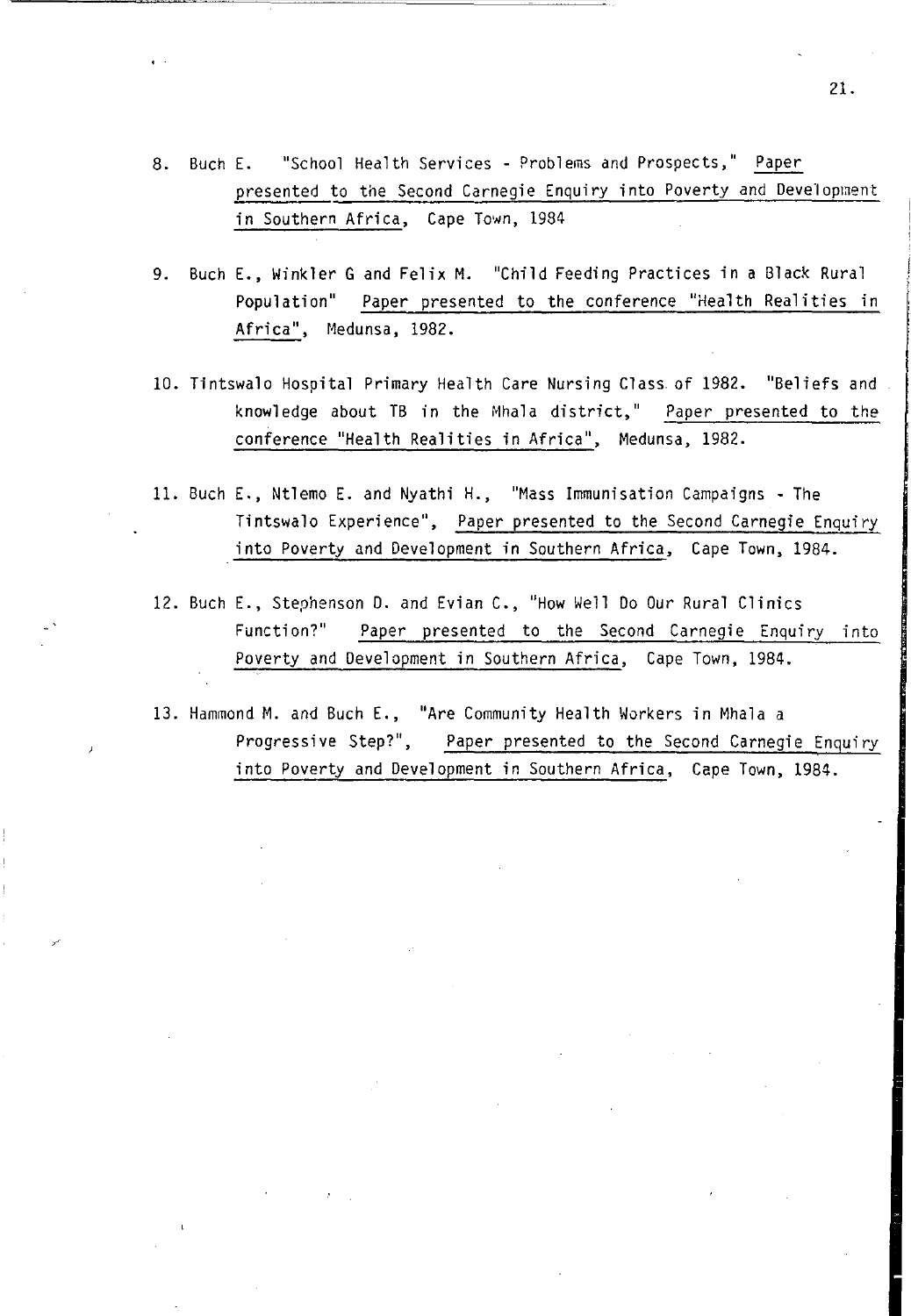8. Buch E. "School Health Services - Problems and Prospects," Paper presented to the Second Carnegie Enquiry into Poverty and Development in Southern Africa, Cape Town, 1984

9. Buch E., Winkler G and Felix M. "Child Feeding Practices in a Black Rural Population" Paper presented to the conference "Health Realities in Africa", Medunsa, 1982.

10. Tintswalo Hospital Primary Health Care Nursing Class of 1982. "Beliefs and knowledge about TB in the Mhala district," Paper presented to the conference "Health Realities in Africa", Medunsa, 1982.

11. Buch E., Ntlemo E. and Nyathi H., "Mass Immunisation Campaigns - The Tintswalo Experience", Paper presented to the Second Carnegie Enquiry into Poverty and Development in Southern Africa, Cape Town, 1984.

12. Buch E., Stephenson D. and Evian C., "How Well Do Our Rural Clinics Function?" Paper presented to the Second Carnegie Enquiry into Poverty and Development in Southern Africa, Cape Town, 1984.

13. Hammond M. and Buch E., "Are Community Health Workers in Mhala a Progressive Step?", Paper presented to the Second Carnegie Enquiry into Poverty and Development in Southern Africa, Cape Town, 1984.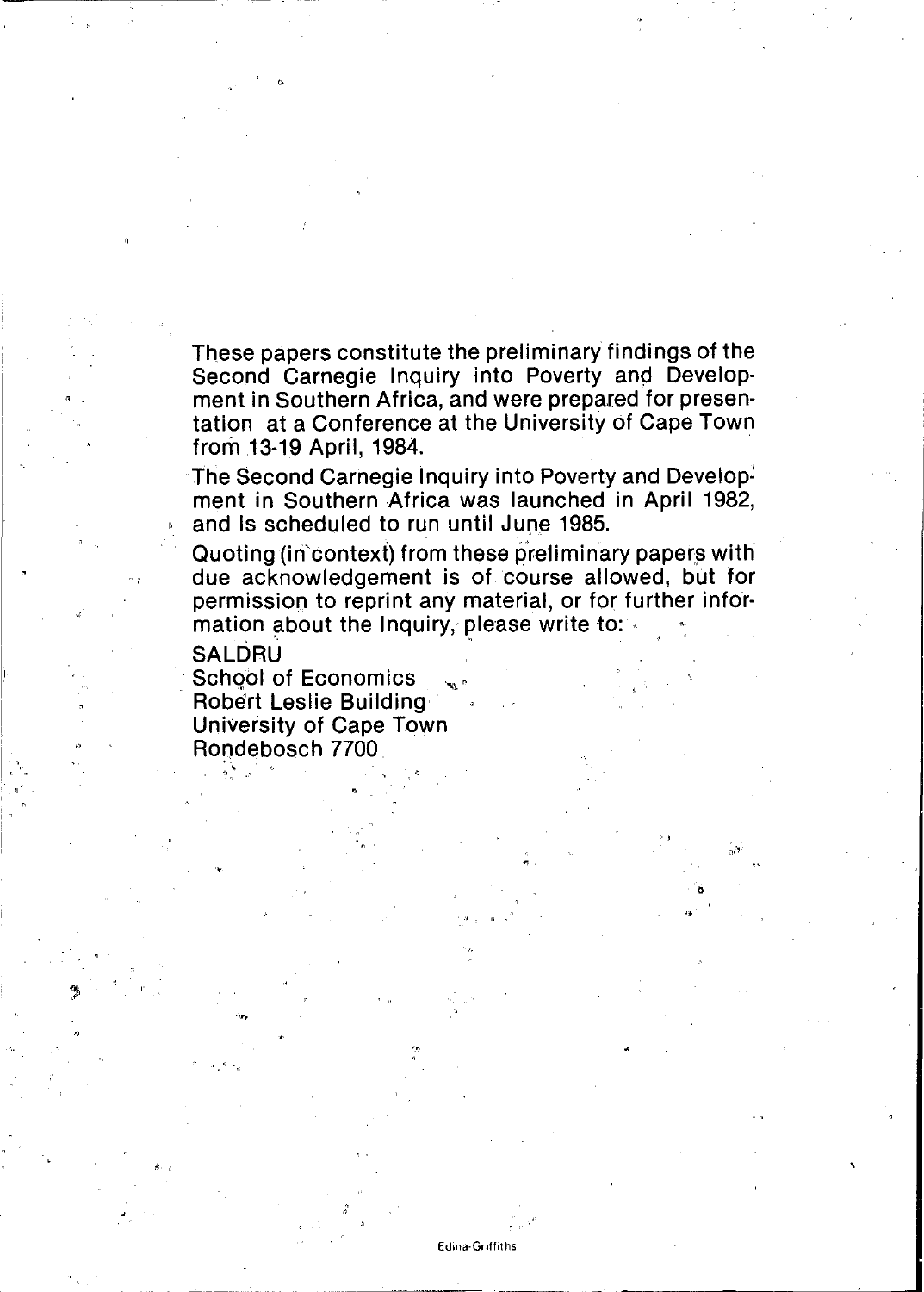These papers constitute the preliminary findings of the Second Carnegie Inquiry into Poverty and Development in Southern Africa, and were prepared for presentation at a Conference at the University of Cape Town from 13-19 April, 1984.

The Second Carnegie Inquiry into Poverty and Development in Southern Africa was launched in April 1982, and is scheduled to run until June 1985.

Quoting (in context) from these preliminary papers with due acknowledgement is of course allowed, but for permission to reprint any material, or for further information about the Inquiry, please write to:

SALDRU
School of Economics
Robert Leslie Building
University of Cape Town
Rondebosch 7700

Edina-Griffiths